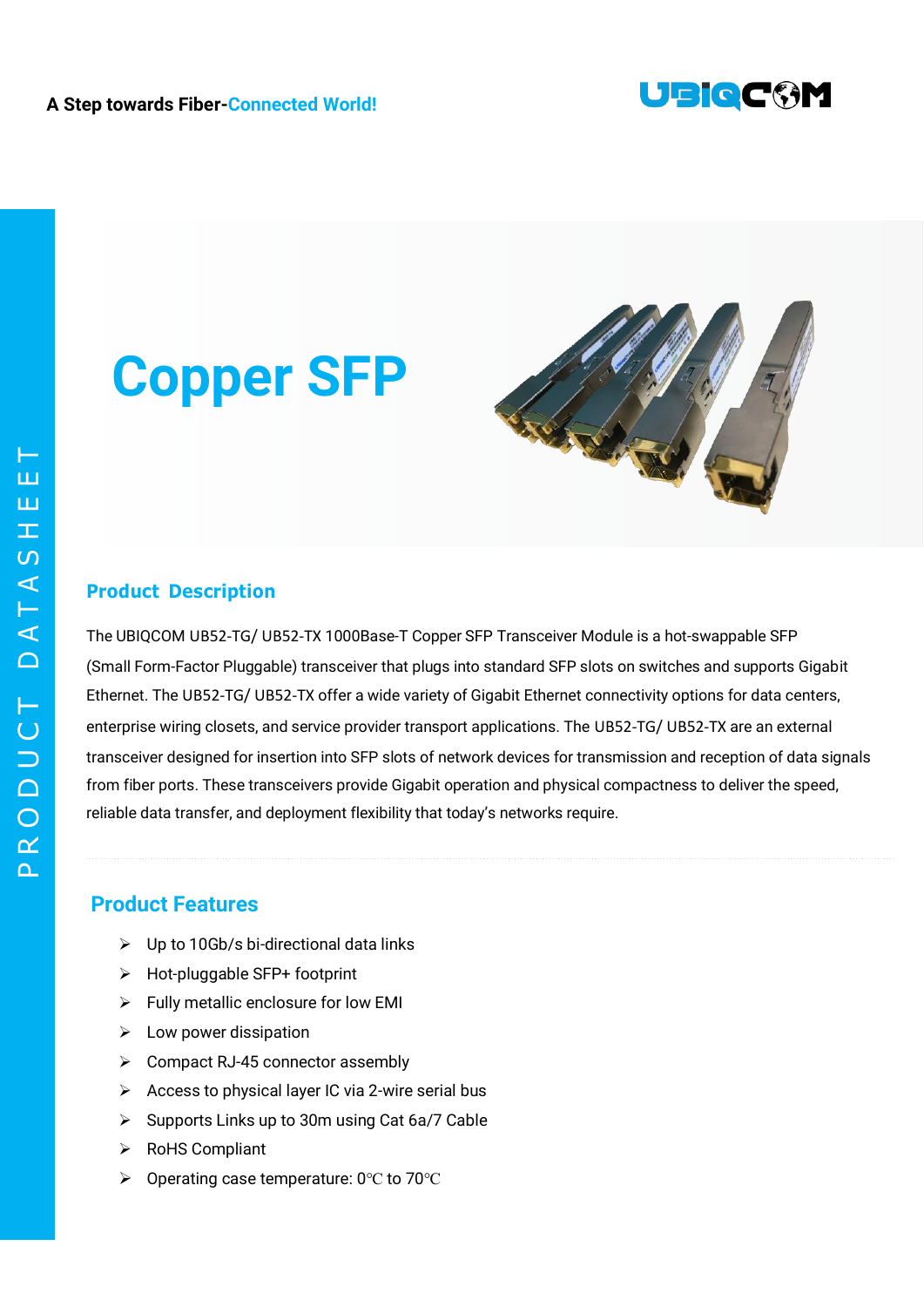A Step towards Fiber-Connected World!

# Copper SFP

## Product Description

The UBIQCOM UB52-TG/ UB52-TX 1000Base-T Copper SFP Transceiver Module is a hot-swappable SFP (Small Form-Factor Pluggable) transceiver that plugs into standard SFP slots on switches and supports Gigabit Ethernet. The UB52-TG/ UB52-TX offer a wide variety of Gigabit Ethernet connectivity options for data centers, enterprise wiring closets, and service provider transport applications. The UB52-TG/ UB52-TX are an external transceiver designed for insertion into SFP slots of network devices for transmission and reception of data signals from fiber ports. These transceivers provide Gigabit operation and physical compactness to deliver the speed, reliable data transfer, and deployment flexibility that today's networks require.

## Product Features

- Up to 10Gb/s bi-directional data links
- Hot-pluggable SFP+ footprint
- Fully metallic enclosure for low EMI
- Low power dissipation
- Compact RJ-45 connector assembly
- Access to physical layer IC via 2-wire serial bus
- Supports Links up to 30m using Cat 6a/7 Cable
- RoHS Compliant
- Operating case temperature: 0℃ to 70℃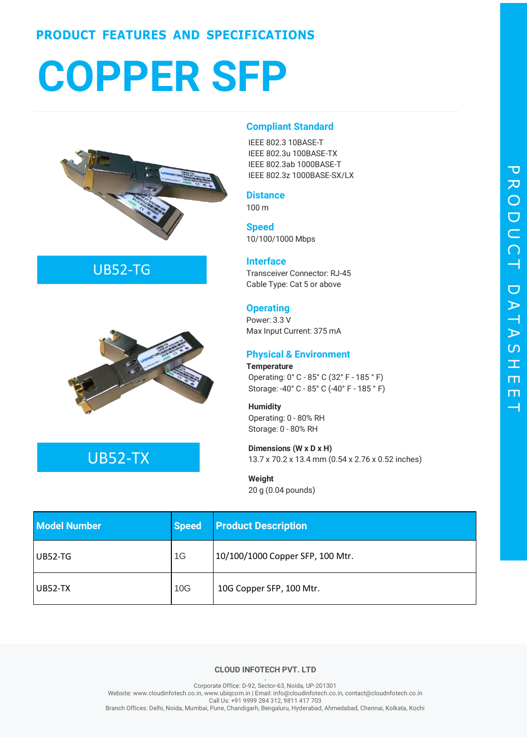PRODUCT FEATURES AND SPECIFICATIONS

# COPPER SFP

UB52-TG

UB52-TX

### Compliant Standard

IEEE 802.3 10BASE-T
IEEE 802.3u 100BASE-TX
IEEE 802.3ab 1000BASE-T
IEEE 802.3z 1000BASE-SX/LX

### Distance

100 m

### Speed

10/100/1000 Mbps

### Interface

Transceiver Connector: RJ-45
Cable Type: Cat 5 or above

### Operating

Power: 3.3 V
Max Input Current: 375 mA

### Physical & Environment

**Temperature**
Operating: 0° C - 85° C (32° F - 185 ° F)
Storage: -40° C - 85° C (-40° F - 185 ° F)

**Humidity**
Operating: 0 - 80% RH
Storage: 0 - 80% RH

**Dimensions (W x D x H)**
13.7 x 70.2 x 13.4 mm (0.54 x 2.76 x 0.52 inches)

**Weight**
20 g (0.04 pounds)

| Model Number | Speed | Product Description |
| --- | --- | --- |
| UB52-TG | 1G | 10/100/1000 Copper SFP, 100 Mtr. |
| UB52-TX | 10G | 10G Copper SFP, 100 Mtr. |

PRODUCT DATASHEET

**CLOUD INFOTECH PVT. LTD**

Corporate Office: D-92, Sector-63, Noida, UP-201301
Website: www.cloudinfotech.co.in, www.ubiqcom.in | Email: info@cloudinfotech.co.in, contact@cloudnfotech.co.in
Call Us: +91 9999 284 312, 9811 417 703
Branch Offices: Delhi, Noida, Mumbai, Pune, Chandigarh, Bengaluru, Hyderabad, Ahmedabad, Chennai, Kolkata, Kochi